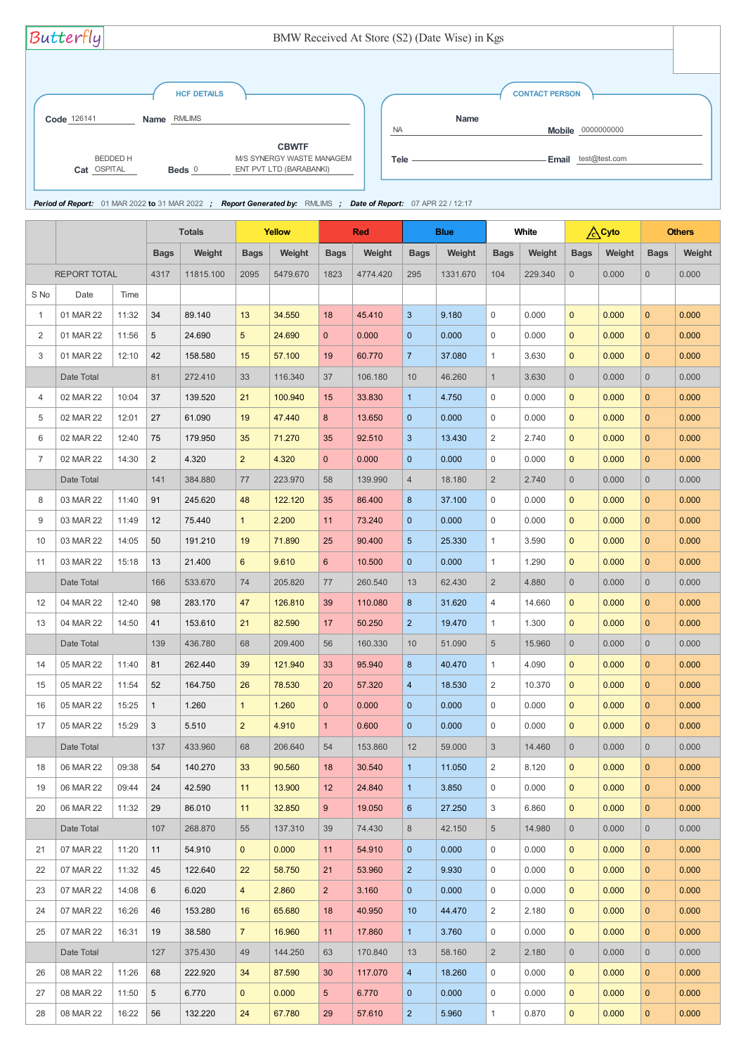Butterfly

# BMW Received At Store (S2) (Date Wise) in Kgs

**HCF DETAILS**

**Code** 126141 **Name** RMLIMS

**Cat** BEDDED HOSPITAL **Beds** 0 **CBWTF** M/S SYNERGY WASTE MANAGEMENT PVT LTD (BARABANKI)

**CONTACT PERSON**

**Name** NA **Mobile** 0000000000

**Tele** **Email** test@test.com

***Period of Report:*** 01 MAR 2022 **to** 31 MAR 2022 ; ***Report Generated by:*** RMLIMS ; ***Date of Report:*** 07 APR 22 / 12:17

| | | | Totals | | Yellow | | Red | | Blue | | White | | Cyto | | Others | |
|---|---|---|---|---|---|---|---|---|---|---|---|---|---|---|---|---|
| | | | Bags | Weight | Bags | Weight | Bags | Weight | Bags | Weight | Bags | Weight | Bags | Weight | Bags | Weight |
| REPORT TOTAL | | | 4317 | 11815.100 | 2095 | 5479.670 | 1823 | 4774.420 | 295 | 1331.670 | 104 | 229.340 | 0 | 0.000 | 0 | 0.000 |
| S No | Date | Time | | | | | | | | | | | | | | |
| 1 | 01 MAR 22 | 11:32 | 34 | 89.140 | 13 | 34.550 | 18 | 45.410 | 3 | 9.180 | 0 | 0.000 | 0 | 0.000 | 0 | 0.000 |
| 2 | 01 MAR 22 | 11:56 | 5 | 24.690 | 5 | 24.690 | 0 | 0.000 | 0 | 0.000 | 0 | 0.000 | 0 | 0.000 | 0 | 0.000 |
| 3 | 01 MAR 22 | 12:10 | 42 | 158.580 | 15 | 57.100 | 19 | 60.770 | 7 | 37.080 | 1 | 3.630 | 0 | 0.000 | 0 | 0.000 |
| | Date Total | | 81 | 272.410 | 33 | 116.340 | 37 | 106.180 | 10 | 46.260 | 1 | 3.630 | 0 | 0.000 | 0 | 0.000 |
| 4 | 02 MAR 22 | 10:04 | 37 | 139.520 | 21 | 100.940 | 15 | 33.830 | 1 | 4.750 | 0 | 0.000 | 0 | 0.000 | 0 | 0.000 |
| 5 | 02 MAR 22 | 12:01 | 27 | 61.090 | 19 | 47.440 | 8 | 13.650 | 0 | 0.000 | 0 | 0.000 | 0 | 0.000 | 0 | 0.000 |
| 6 | 02 MAR 22 | 12:40 | 75 | 179.950 | 35 | 71.270 | 35 | 92.510 | 3 | 13.430 | 2 | 2.740 | 0 | 0.000 | 0 | 0.000 |
| 7 | 02 MAR 22 | 14:30 | 2 | 4.320 | 2 | 4.320 | 0 | 0.000 | 0 | 0.000 | 0 | 0.000 | 0 | 0.000 | 0 | 0.000 |
| | Date Total | | 141 | 384.880 | 77 | 223.970 | 58 | 139.990 | 4 | 18.180 | 2 | 2.740 | 0 | 0.000 | 0 | 0.000 |
| 8 | 03 MAR 22 | 11:40 | 91 | 245.620 | 48 | 122.120 | 35 | 86.400 | 8 | 37.100 | 0 | 0.000 | 0 | 0.000 | 0 | 0.000 |
| 9 | 03 MAR 22 | 11:49 | 12 | 75.440 | 1 | 2.200 | 11 | 73.240 | 0 | 0.000 | 0 | 0.000 | 0 | 0.000 | 0 | 0.000 |
| 10 | 03 MAR 22 | 14:05 | 50 | 191.210 | 19 | 71.890 | 25 | 90.400 | 5 | 25.330 | 1 | 3.590 | 0 | 0.000 | 0 | 0.000 |
| 11 | 03 MAR 22 | 15:18 | 13 | 21.400 | 6 | 9.610 | 6 | 10.500 | 0 | 0.000 | 1 | 1.290 | 0 | 0.000 | 0 | 0.000 |
| | Date Total | | 166 | 533.670 | 74 | 205.820 | 77 | 260.540 | 13 | 62.430 | 2 | 4.880 | 0 | 0.000 | 0 | 0.000 |
| 12 | 04 MAR 22 | 12:40 | 98 | 283.170 | 47 | 126.810 | 39 | 110.080 | 8 | 31.620 | 4 | 14.660 | 0 | 0.000 | 0 | 0.000 |
| 13 | 04 MAR 22 | 14:50 | 41 | 153.610 | 21 | 82.590 | 17 | 50.250 | 2 | 19.470 | 1 | 1.300 | 0 | 0.000 | 0 | 0.000 |
| | Date Total | | 139 | 436.780 | 68 | 209.400 | 56 | 160.330 | 10 | 51.090 | 5 | 15.960 | 0 | 0.000 | 0 | 0.000 |
| 14 | 05 MAR 22 | 11:40 | 81 | 262.440 | 39 | 121.940 | 33 | 95.940 | 8 | 40.470 | 1 | 4.090 | 0 | 0.000 | 0 | 0.000 |
| 15 | 05 MAR 22 | 11:54 | 52 | 164.750 | 26 | 78.530 | 20 | 57.320 | 4 | 18.530 | 2 | 10.370 | 0 | 0.000 | 0 | 0.000 |
| 16 | 05 MAR 22 | 15:25 | 1 | 1.260 | 1 | 1.260 | 0 | 0.000 | 0 | 0.000 | 0 | 0.000 | 0 | 0.000 | 0 | 0.000 |
| 17 | 05 MAR 22 | 15:29 | 3 | 5.510 | 2 | 4.910 | 1 | 0.600 | 0 | 0.000 | 0 | 0.000 | 0 | 0.000 | 0 | 0.000 |
| | Date Total | | 137 | 433.960 | 68 | 206.640 | 54 | 153.860 | 12 | 59.000 | 3 | 14.460 | 0 | 0.000 | 0 | 0.000 |
| 18 | 06 MAR 22 | 09:38 | 54 | 140.270 | 33 | 90.560 | 18 | 30.540 | 1 | 11.050 | 2 | 8.120 | 0 | 0.000 | 0 | 0.000 |
| 19 | 06 MAR 22 | 09:44 | 24 | 42.590 | 11 | 13.900 | 12 | 24.840 | 1 | 3.850 | 0 | 0.000 | 0 | 0.000 | 0 | 0.000 |
| 20 | 06 MAR 22 | 11:32 | 29 | 86.010 | 11 | 32.850 | 9 | 19.050 | 6 | 27.250 | 3 | 6.860 | 0 | 0.000 | 0 | 0.000 |
| | Date Total | | 107 | 268.870 | 55 | 137.310 | 39 | 74.430 | 8 | 42.150 | 5 | 14.980 | 0 | 0.000 | 0 | 0.000 |
| 21 | 07 MAR 22 | 11:20 | 11 | 54.910 | 0 | 0.000 | 11 | 54.910 | 0 | 0.000 | 0 | 0.000 | 0 | 0.000 | 0 | 0.000 |
| 22 | 07 MAR 22 | 11:32 | 45 | 122.640 | 22 | 58.750 | 21 | 53.960 | 2 | 9.930 | 0 | 0.000 | 0 | 0.000 | 0 | 0.000 |
| 23 | 07 MAR 22 | 14:08 | 6 | 6.020 | 4 | 2.860 | 2 | 3.160 | 0 | 0.000 | 0 | 0.000 | 0 | 0.000 | 0 | 0.000 |
| 24 | 07 MAR 22 | 16:26 | 46 | 153.280 | 16 | 65.680 | 18 | 40.950 | 10 | 44.470 | 2 | 2.180 | 0 | 0.000 | 0 | 0.000 |
| 25 | 07 MAR 22 | 16:31 | 19 | 38.580 | 7 | 16.960 | 11 | 17.860 | 1 | 3.760 | 0 | 0.000 | 0 | 0.000 | 0 | 0.000 |
| | Date Total | | 127 | 375.430 | 49 | 144.250 | 63 | 170.840 | 13 | 58.160 | 2 | 2.180 | 0 | 0.000 | 0 | 0.000 |
| 26 | 08 MAR 22 | 11:26 | 68 | 222.920 | 34 | 87.590 | 30 | 117.070 | 4 | 18.260 | 0 | 0.000 | 0 | 0.000 | 0 | 0.000 |
| 27 | 08 MAR 22 | 11:50 | 5 | 6.770 | 0 | 0.000 | 5 | 6.770 | 0 | 0.000 | 0 | 0.000 | 0 | 0.000 | 0 | 0.000 |
| 28 | 08 MAR 22 | 16:22 | 56 | 132.220 | 24 | 67.780 | 29 | 57.610 | 2 | 5.960 | 1 | 0.870 | 0 | 0.000 | 0 | 0.000 |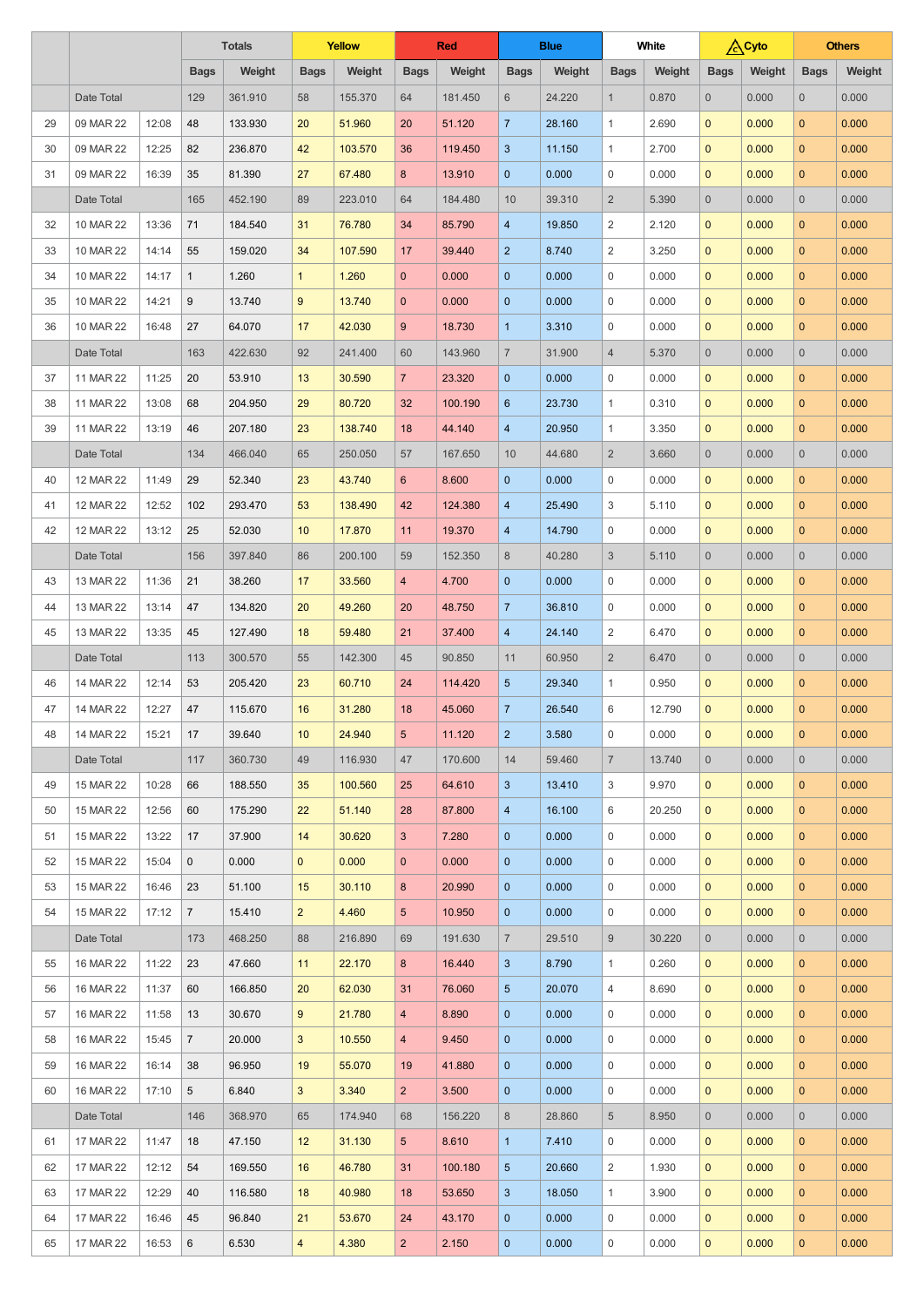| | | | Totals | | Yellow | | Red | | Blue | | White | | Cyto | | Others | |
|---|---|---|---|---|---|---|---|---|---|---|---|---|---|---|---|---|
| | | | Bags | Weight | Bags | Weight | Bags | Weight | Bags | Weight | Bags | Weight | Bags | Weight | Bags | Weight |
| | Date Total | | 129 | 361.910 | 58 | 155.370 | 64 | 181.450 | 6 | 24.220 | 1 | 0.870 | 0 | 0.000 | 0 | 0.000 |
| 29 | 09 MAR 22 | 12:08 | 48 | 133.930 | 20 | 51.960 | 20 | 51.120 | 7 | 28.160 | 1 | 2.690 | 0 | 0.000 | 0 | 0.000 |
| 30 | 09 MAR 22 | 12:25 | 82 | 236.870 | 42 | 103.570 | 36 | 119.450 | 3 | 11.150 | 1 | 2.700 | 0 | 0.000 | 0 | 0.000 |
| 31 | 09 MAR 22 | 16:39 | 35 | 81.390 | 27 | 67.480 | 8 | 13.910 | 0 | 0.000 | 0 | 0.000 | 0 | 0.000 | 0 | 0.000 |
| | Date Total | | 165 | 452.190 | 89 | 223.010 | 64 | 184.480 | 10 | 39.310 | 2 | 5.390 | 0 | 0.000 | 0 | 0.000 |
| 32 | 10 MAR 22 | 13:36 | 71 | 184.540 | 31 | 76.780 | 34 | 85.790 | 4 | 19.850 | 2 | 2.120 | 0 | 0.000 | 0 | 0.000 |
| 33 | 10 MAR 22 | 14:14 | 55 | 159.020 | 34 | 107.590 | 17 | 39.440 | 2 | 8.740 | 2 | 3.250 | 0 | 0.000 | 0 | 0.000 |
| 34 | 10 MAR 22 | 14:17 | 1 | 1.260 | 1 | 1.260 | 0 | 0.000 | 0 | 0.000 | 0 | 0.000 | 0 | 0.000 | 0 | 0.000 |
| 35 | 10 MAR 22 | 14:21 | 9 | 13.740 | 9 | 13.740 | 0 | 0.000 | 0 | 0.000 | 0 | 0.000 | 0 | 0.000 | 0 | 0.000 |
| 36 | 10 MAR 22 | 16:48 | 27 | 64.070 | 17 | 42.030 | 9 | 18.730 | 1 | 3.310 | 0 | 0.000 | 0 | 0.000 | 0 | 0.000 |
| | Date Total | | 163 | 422.630 | 92 | 241.400 | 60 | 143.960 | 7 | 31.900 | 4 | 5.370 | 0 | 0.000 | 0 | 0.000 |
| 37 | 11 MAR 22 | 11:25 | 20 | 53.910 | 13 | 30.590 | 7 | 23.320 | 0 | 0.000 | 0 | 0.000 | 0 | 0.000 | 0 | 0.000 |
| 38 | 11 MAR 22 | 13:08 | 68 | 204.950 | 29 | 80.720 | 32 | 100.190 | 6 | 23.730 | 1 | 0.310 | 0 | 0.000 | 0 | 0.000 |
| 39 | 11 MAR 22 | 13:19 | 46 | 207.180 | 23 | 138.740 | 18 | 44.140 | 4 | 20.950 | 1 | 3.350 | 0 | 0.000 | 0 | 0.000 |
| | Date Total | | 134 | 466.040 | 65 | 250.050 | 57 | 167.650 | 10 | 44.680 | 2 | 3.660 | 0 | 0.000 | 0 | 0.000 |
| 40 | 12 MAR 22 | 11:49 | 29 | 52.340 | 23 | 43.740 | 6 | 8.600 | 0 | 0.000 | 0 | 0.000 | 0 | 0.000 | 0 | 0.000 |
| 41 | 12 MAR 22 | 12:52 | 102 | 293.470 | 53 | 138.490 | 42 | 124.380 | 4 | 25.490 | 3 | 5.110 | 0 | 0.000 | 0 | 0.000 |
| 42 | 12 MAR 22 | 13:12 | 25 | 52.030 | 10 | 17.870 | 11 | 19.370 | 4 | 14.790 | 0 | 0.000 | 0 | 0.000 | 0 | 0.000 |
| | Date Total | | 156 | 397.840 | 86 | 200.100 | 59 | 152.350 | 8 | 40.280 | 3 | 5.110 | 0 | 0.000 | 0 | 0.000 |
| 43 | 13 MAR 22 | 11:36 | 21 | 38.260 | 17 | 33.560 | 4 | 4.700 | 0 | 0.000 | 0 | 0.000 | 0 | 0.000 | 0 | 0.000 |
| 44 | 13 MAR 22 | 13:14 | 47 | 134.820 | 20 | 49.260 | 20 | 48.750 | 7 | 36.810 | 0 | 0.000 | 0 | 0.000 | 0 | 0.000 |
| 45 | 13 MAR 22 | 13:35 | 45 | 127.490 | 18 | 59.480 | 21 | 37.400 | 4 | 24.140 | 2 | 6.470 | 0 | 0.000 | 0 | 0.000 |
| | Date Total | | 113 | 300.570 | 55 | 142.300 | 45 | 90.850 | 11 | 60.950 | 2 | 6.470 | 0 | 0.000 | 0 | 0.000 |
| 46 | 14 MAR 22 | 12:14 | 53 | 205.420 | 23 | 60.710 | 24 | 114.420 | 5 | 29.340 | 1 | 0.950 | 0 | 0.000 | 0 | 0.000 |
| 47 | 14 MAR 22 | 12:27 | 47 | 115.670 | 16 | 31.280 | 18 | 45.060 | 7 | 26.540 | 6 | 12.790 | 0 | 0.000 | 0 | 0.000 |
| 48 | 14 MAR 22 | 15:21 | 17 | 39.640 | 10 | 24.940 | 5 | 11.120 | 2 | 3.580 | 0 | 0.000 | 0 | 0.000 | 0 | 0.000 |
| | Date Total | | 117 | 360.730 | 49 | 116.930 | 47 | 170.600 | 14 | 59.460 | 7 | 13.740 | 0 | 0.000 | 0 | 0.000 |
| 49 | 15 MAR 22 | 10:28 | 66 | 188.550 | 35 | 100.560 | 25 | 64.610 | 3 | 13.410 | 3 | 9.970 | 0 | 0.000 | 0 | 0.000 |
| 50 | 15 MAR 22 | 12:56 | 60 | 175.290 | 22 | 51.140 | 28 | 87.800 | 4 | 16.100 | 6 | 20.250 | 0 | 0.000 | 0 | 0.000 |
| 51 | 15 MAR 22 | 13:22 | 17 | 37.900 | 14 | 30.620 | 3 | 7.280 | 0 | 0.000 | 0 | 0.000 | 0 | 0.000 | 0 | 0.000 |
| 52 | 15 MAR 22 | 15:04 | 0 | 0.000 | 0 | 0.000 | 0 | 0.000 | 0 | 0.000 | 0 | 0.000 | 0 | 0.000 | 0 | 0.000 |
| 53 | 15 MAR 22 | 16:46 | 23 | 51.100 | 15 | 30.110 | 8 | 20.990 | 0 | 0.000 | 0 | 0.000 | 0 | 0.000 | 0 | 0.000 |
| 54 | 15 MAR 22 | 17:12 | 7 | 15.410 | 2 | 4.460 | 5 | 10.950 | 0 | 0.000 | 0 | 0.000 | 0 | 0.000 | 0 | 0.000 |
| | Date Total | | 173 | 468.250 | 88 | 216.890 | 69 | 191.630 | 7 | 29.510 | 9 | 30.220 | 0 | 0.000 | 0 | 0.000 |
| 55 | 16 MAR 22 | 11:22 | 23 | 47.660 | 11 | 22.170 | 8 | 16.440 | 3 | 8.790 | 1 | 0.260 | 0 | 0.000 | 0 | 0.000 |
| 56 | 16 MAR 22 | 11:37 | 60 | 166.850 | 20 | 62.030 | 31 | 76.060 | 5 | 20.070 | 4 | 8.690 | 0 | 0.000 | 0 | 0.000 |
| 57 | 16 MAR 22 | 11:58 | 13 | 30.670 | 9 | 21.780 | 4 | 8.890 | 0 | 0.000 | 0 | 0.000 | 0 | 0.000 | 0 | 0.000 |
| 58 | 16 MAR 22 | 15:45 | 7 | 20.000 | 3 | 10.550 | 4 | 9.450 | 0 | 0.000 | 0 | 0.000 | 0 | 0.000 | 0 | 0.000 |
| 59 | 16 MAR 22 | 16:14 | 38 | 96.950 | 19 | 55.070 | 19 | 41.880 | 0 | 0.000 | 0 | 0.000 | 0 | 0.000 | 0 | 0.000 |
| 60 | 16 MAR 22 | 17:10 | 5 | 6.840 | 3 | 3.340 | 2 | 3.500 | 0 | 0.000 | 0 | 0.000 | 0 | 0.000 | 0 | 0.000 |
| | Date Total | | 146 | 368.970 | 65 | 174.940 | 68 | 156.220 | 8 | 28.860 | 5 | 8.950 | 0 | 0.000 | 0 | 0.000 |
| 61 | 17 MAR 22 | 11:47 | 18 | 47.150 | 12 | 31.130 | 5 | 8.610 | 1 | 7.410 | 0 | 0.000 | 0 | 0.000 | 0 | 0.000 |
| 62 | 17 MAR 22 | 12:12 | 54 | 169.550 | 16 | 46.780 | 31 | 100.180 | 5 | 20.660 | 2 | 1.930 | 0 | 0.000 | 0 | 0.000 |
| 63 | 17 MAR 22 | 12:29 | 40 | 116.580 | 18 | 40.980 | 18 | 53.650 | 3 | 18.050 | 1 | 3.900 | 0 | 0.000 | 0 | 0.000 |
| 64 | 17 MAR 22 | 16:46 | 45 | 96.840 | 21 | 53.670 | 24 | 43.170 | 0 | 0.000 | 0 | 0.000 | 0 | 0.000 | 0 | 0.000 |
| 65 | 17 MAR 22 | 16:53 | 6 | 6.530 | 4 | 4.380 | 2 | 2.150 | 0 | 0.000 | 0 | 0.000 | 0 | 0.000 | 0 | 0.000 |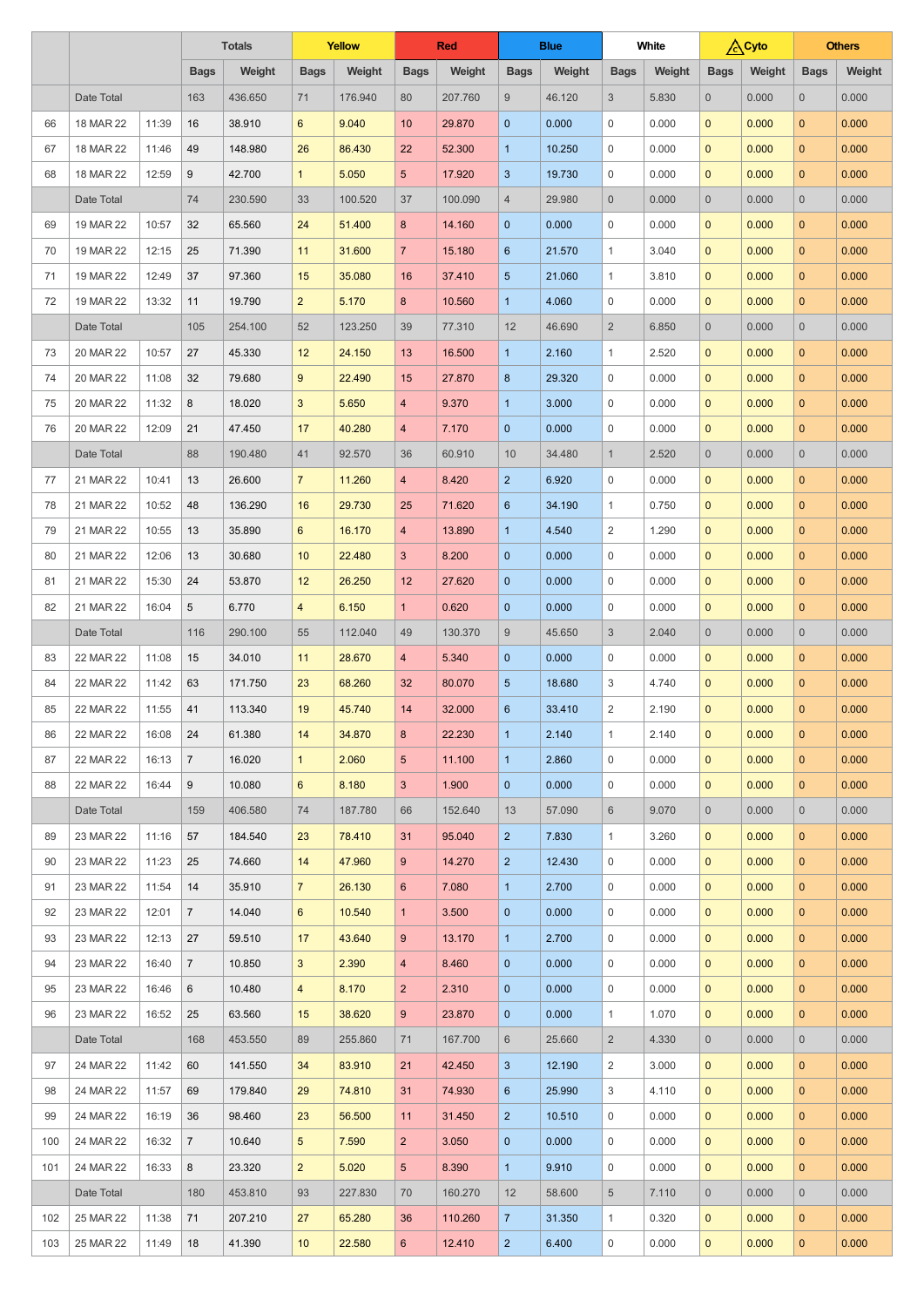| | | | Totals | | Yellow | | Red | | Blue | | White | | Cyto | | Others | |
|---|---|---|---|---|---|---|---|---|---|---|---|---|---|---|---|---|
| | | | Bags | Weight | Bags | Weight | Bags | Weight | Bags | Weight | Bags | Weight | Bags | Weight | Bags | Weight |
| | Date Total | | 163 | 436.650 | 71 | 176.940 | 80 | 207.760 | 9 | 46.120 | 3 | 5.830 | 0 | 0.000 | 0 | 0.000 |
| 66 | 18 MAR 22 | 11:39 | 16 | 38.910 | 6 | 9.040 | 10 | 29.870 | 0 | 0.000 | 0 | 0.000 | 0 | 0.000 | 0 | 0.000 |
| 67 | 18 MAR 22 | 11:46 | 49 | 148.980 | 26 | 86.430 | 22 | 52.300 | 1 | 10.250 | 0 | 0.000 | 0 | 0.000 | 0 | 0.000 |
| 68 | 18 MAR 22 | 12:59 | 9 | 42.700 | 1 | 5.050 | 5 | 17.920 | 3 | 19.730 | 0 | 0.000 | 0 | 0.000 | 0 | 0.000 |
| | Date Total | | 74 | 230.590 | 33 | 100.520 | 37 | 100.090 | 4 | 29.980 | 0 | 0.000 | 0 | 0.000 | 0 | 0.000 |
| 69 | 19 MAR 22 | 10:57 | 32 | 65.560 | 24 | 51.400 | 8 | 14.160 | 0 | 0.000 | 0 | 0.000 | 0 | 0.000 | 0 | 0.000 |
| 70 | 19 MAR 22 | 12:15 | 25 | 71.390 | 11 | 31.600 | 7 | 15.180 | 6 | 21.570 | 1 | 3.040 | 0 | 0.000 | 0 | 0.000 |
| 71 | 19 MAR 22 | 12:49 | 37 | 97.360 | 15 | 35.080 | 16 | 37.410 | 5 | 21.060 | 1 | 3.810 | 0 | 0.000 | 0 | 0.000 |
| 72 | 19 MAR 22 | 13:32 | 11 | 19.790 | 2 | 5.170 | 8 | 10.560 | 1 | 4.060 | 0 | 0.000 | 0 | 0.000 | 0 | 0.000 |
| | Date Total | | 105 | 254.100 | 52 | 123.250 | 39 | 77.310 | 12 | 46.690 | 2 | 6.850 | 0 | 0.000 | 0 | 0.000 |
| 73 | 20 MAR 22 | 10:57 | 27 | 45.330 | 12 | 24.150 | 13 | 16.500 | 1 | 2.160 | 1 | 2.520 | 0 | 0.000 | 0 | 0.000 |
| 74 | 20 MAR 22 | 11:08 | 32 | 79.680 | 9 | 22.490 | 15 | 27.870 | 8 | 29.320 | 0 | 0.000 | 0 | 0.000 | 0 | 0.000 |
| 75 | 20 MAR 22 | 11:32 | 8 | 18.020 | 3 | 5.650 | 4 | 9.370 | 1 | 3.000 | 0 | 0.000 | 0 | 0.000 | 0 | 0.000 |
| 76 | 20 MAR 22 | 12:09 | 21 | 47.450 | 17 | 40.280 | 4 | 7.170 | 0 | 0.000 | 0 | 0.000 | 0 | 0.000 | 0 | 0.000 |
| | Date Total | | 88 | 190.480 | 41 | 92.570 | 36 | 60.910 | 10 | 34.480 | 1 | 2.520 | 0 | 0.000 | 0 | 0.000 |
| 77 | 21 MAR 22 | 10:41 | 13 | 26.600 | 7 | 11.260 | 4 | 8.420 | 2 | 6.920 | 0 | 0.000 | 0 | 0.000 | 0 | 0.000 |
| 78 | 21 MAR 22 | 10:52 | 48 | 136.290 | 16 | 29.730 | 25 | 71.620 | 6 | 34.190 | 1 | 0.750 | 0 | 0.000 | 0 | 0.000 |
| 79 | 21 MAR 22 | 10:55 | 13 | 35.890 | 6 | 16.170 | 4 | 13.890 | 1 | 4.540 | 2 | 1.290 | 0 | 0.000 | 0 | 0.000 |
| 80 | 21 MAR 22 | 12:06 | 13 | 30.680 | 10 | 22.480 | 3 | 8.200 | 0 | 0.000 | 0 | 0.000 | 0 | 0.000 | 0 | 0.000 |
| 81 | 21 MAR 22 | 15:30 | 24 | 53.870 | 12 | 26.250 | 12 | 27.620 | 0 | 0.000 | 0 | 0.000 | 0 | 0.000 | 0 | 0.000 |
| 82 | 21 MAR 22 | 16:04 | 5 | 6.770 | 4 | 6.150 | 1 | 0.620 | 0 | 0.000 | 0 | 0.000 | 0 | 0.000 | 0 | 0.000 |
| | Date Total | | 116 | 290.100 | 55 | 112.040 | 49 | 130.370 | 9 | 45.650 | 3 | 2.040 | 0 | 0.000 | 0 | 0.000 |
| 83 | 22 MAR 22 | 11:08 | 15 | 34.010 | 11 | 28.670 | 4 | 5.340 | 0 | 0.000 | 0 | 0.000 | 0 | 0.000 | 0 | 0.000 |
| 84 | 22 MAR 22 | 11:42 | 63 | 171.750 | 23 | 68.260 | 32 | 80.070 | 5 | 18.680 | 3 | 4.740 | 0 | 0.000 | 0 | 0.000 |
| 85 | 22 MAR 22 | 11:55 | 41 | 113.340 | 19 | 45.740 | 14 | 32.000 | 6 | 33.410 | 2 | 2.190 | 0 | 0.000 | 0 | 0.000 |
| 86 | 22 MAR 22 | 16:08 | 24 | 61.380 | 14 | 34.870 | 8 | 22.230 | 1 | 2.140 | 1 | 2.140 | 0 | 0.000 | 0 | 0.000 |
| 87 | 22 MAR 22 | 16:13 | 7 | 16.020 | 1 | 2.060 | 5 | 11.100 | 1 | 2.860 | 0 | 0.000 | 0 | 0.000 | 0 | 0.000 |
| 88 | 22 MAR 22 | 16:44 | 9 | 10.080 | 6 | 8.180 | 3 | 1.900 | 0 | 0.000 | 0 | 0.000 | 0 | 0.000 | 0 | 0.000 |
| | Date Total | | 159 | 406.580 | 74 | 187.780 | 66 | 152.640 | 13 | 57.090 | 6 | 9.070 | 0 | 0.000 | 0 | 0.000 |
| 89 | 23 MAR 22 | 11:16 | 57 | 184.540 | 23 | 78.410 | 31 | 95.040 | 2 | 7.830 | 1 | 3.260 | 0 | 0.000 | 0 | 0.000 |
| 90 | 23 MAR 22 | 11:23 | 25 | 74.660 | 14 | 47.960 | 9 | 14.270 | 2 | 12.430 | 0 | 0.000 | 0 | 0.000 | 0 | 0.000 |
| 91 | 23 MAR 22 | 11:54 | 14 | 35.910 | 7 | 26.130 | 6 | 7.080 | 1 | 2.700 | 0 | 0.000 | 0 | 0.000 | 0 | 0.000 |
| 92 | 23 MAR 22 | 12:01 | 7 | 14.040 | 6 | 10.540 | 1 | 3.500 | 0 | 0.000 | 0 | 0.000 | 0 | 0.000 | 0 | 0.000 |
| 93 | 23 MAR 22 | 12:13 | 27 | 59.510 | 17 | 43.640 | 9 | 13.170 | 1 | 2.700 | 0 | 0.000 | 0 | 0.000 | 0 | 0.000 |
| 94 | 23 MAR 22 | 16:40 | 7 | 10.850 | 3 | 2.390 | 4 | 8.460 | 0 | 0.000 | 0 | 0.000 | 0 | 0.000 | 0 | 0.000 |
| 95 | 23 MAR 22 | 16:46 | 6 | 10.480 | 4 | 8.170 | 2 | 2.310 | 0 | 0.000 | 0 | 0.000 | 0 | 0.000 | 0 | 0.000 |
| 96 | 23 MAR 22 | 16:52 | 25 | 63.560 | 15 | 38.620 | 9 | 23.870 | 0 | 0.000 | 1 | 1.070 | 0 | 0.000 | 0 | 0.000 |
| | Date Total | | 168 | 453.550 | 89 | 255.860 | 71 | 167.700 | 6 | 25.660 | 2 | 4.330 | 0 | 0.000 | 0 | 0.000 |
| 97 | 24 MAR 22 | 11:42 | 60 | 141.550 | 34 | 83.910 | 21 | 42.450 | 3 | 12.190 | 2 | 3.000 | 0 | 0.000 | 0 | 0.000 |
| 98 | 24 MAR 22 | 11:57 | 69 | 179.840 | 29 | 74.810 | 31 | 74.930 | 6 | 25.990 | 3 | 4.110 | 0 | 0.000 | 0 | 0.000 |
| 99 | 24 MAR 22 | 16:19 | 36 | 98.460 | 23 | 56.500 | 11 | 31.450 | 2 | 10.510 | 0 | 0.000 | 0 | 0.000 | 0 | 0.000 |
| 100 | 24 MAR 22 | 16:32 | 7 | 10.640 | 5 | 7.590 | 2 | 3.050 | 0 | 0.000 | 0 | 0.000 | 0 | 0.000 | 0 | 0.000 |
| 101 | 24 MAR 22 | 16:33 | 8 | 23.320 | 2 | 5.020 | 5 | 8.390 | 1 | 9.910 | 0 | 0.000 | 0 | 0.000 | 0 | 0.000 |
| | Date Total | | 180 | 453.810 | 93 | 227.830 | 70 | 160.270 | 12 | 58.600 | 5 | 7.110 | 0 | 0.000 | 0 | 0.000 |
| 102 | 25 MAR 22 | 11:38 | 71 | 207.210 | 27 | 65.280 | 36 | 110.260 | 7 | 31.350 | 1 | 0.320 | 0 | 0.000 | 0 | 0.000 |
| 103 | 25 MAR 22 | 11:49 | 18 | 41.390 | 10 | 22.580 | 6 | 12.410 | 2 | 6.400 | 0 | 0.000 | 0 | 0.000 | 0 | 0.000 |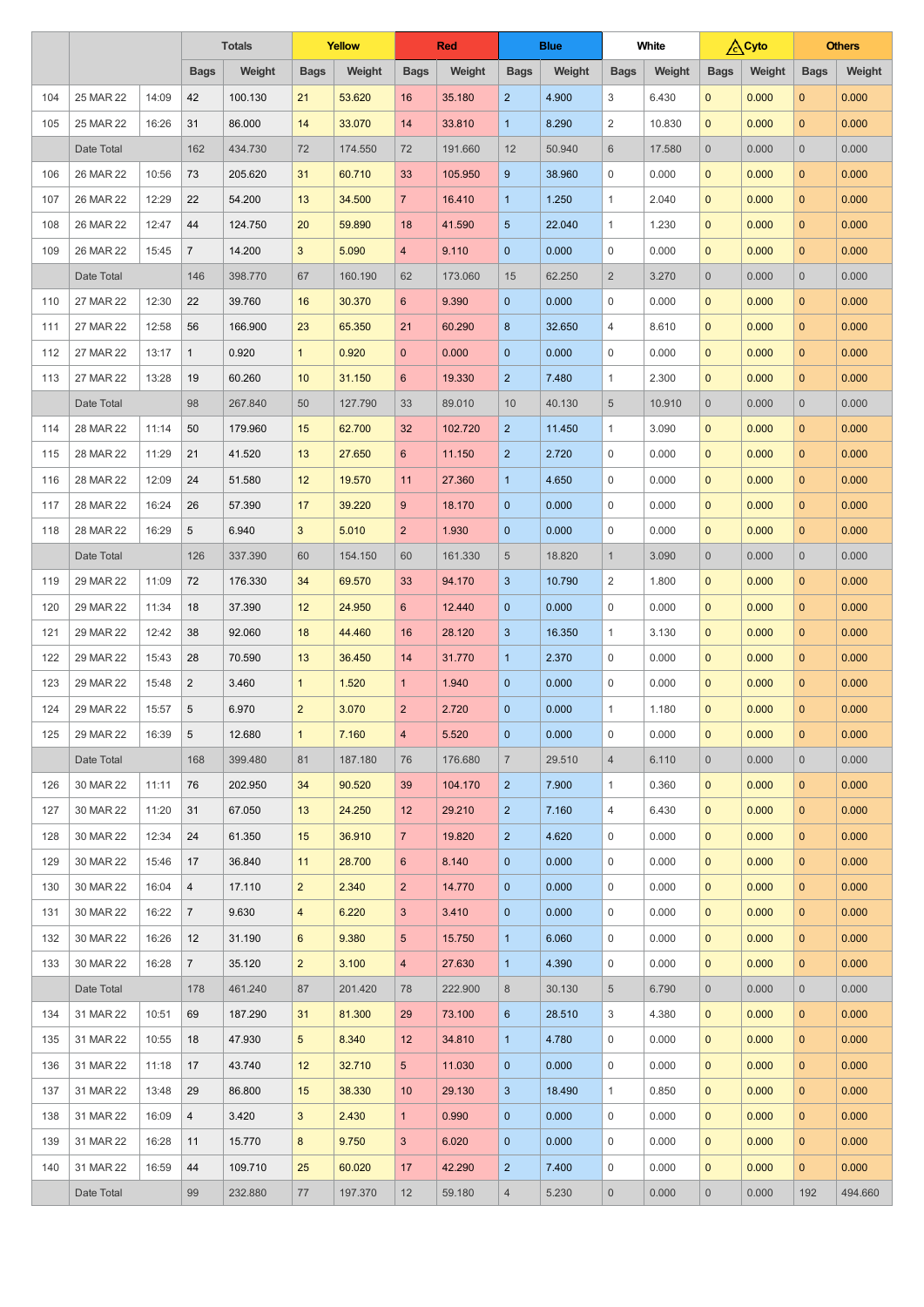| | | | Totals | | Yellow | | Red | | Blue | | White | | Cyto | | Others | |
|---|---|---|---|---|---|---|---|---|---|---|---|---|---|---|---|---|
| | | | Bags | Weight | Bags | Weight | Bags | Weight | Bags | Weight | Bags | Weight | Bags | Weight | Bags | Weight |
| 104 | 25 MAR 22 | 14:09 | 42 | 100.130 | 21 | 53.620 | 16 | 35.180 | 2 | 4.900 | 3 | 6.430 | 0 | 0.000 | 0 | 0.000 |
| 105 | 25 MAR 22 | 16:26 | 31 | 86.000 | 14 | 33.070 | 14 | 33.810 | 1 | 8.290 | 2 | 10.830 | 0 | 0.000 | 0 | 0.000 |
| | Date Total | | 162 | 434.730 | 72 | 174.550 | 72 | 191.660 | 12 | 50.940 | 6 | 17.580 | 0 | 0.000 | 0 | 0.000 |
| 106 | 26 MAR 22 | 10:56 | 73 | 205.620 | 31 | 60.710 | 33 | 105.950 | 9 | 38.960 | 0 | 0.000 | 0 | 0.000 | 0 | 0.000 |
| 107 | 26 MAR 22 | 12:29 | 22 | 54.200 | 13 | 34.500 | 7 | 16.410 | 1 | 1.250 | 1 | 2.040 | 0 | 0.000 | 0 | 0.000 |
| 108 | 26 MAR 22 | 12:47 | 44 | 124.750 | 20 | 59.890 | 18 | 41.590 | 5 | 22.040 | 1 | 1.230 | 0 | 0.000 | 0 | 0.000 |
| 109 | 26 MAR 22 | 15:45 | 7 | 14.200 | 3 | 5.090 | 4 | 9.110 | 0 | 0.000 | 0 | 0.000 | 0 | 0.000 | 0 | 0.000 |
| | Date Total | | 146 | 398.770 | 67 | 160.190 | 62 | 173.060 | 15 | 62.250 | 2 | 3.270 | 0 | 0.000 | 0 | 0.000 |
| 110 | 27 MAR 22 | 12:30 | 22 | 39.760 | 16 | 30.370 | 6 | 9.390 | 0 | 0.000 | 0 | 0.000 | 0 | 0.000 | 0 | 0.000 |
| 111 | 27 MAR 22 | 12:58 | 56 | 166.900 | 23 | 65.350 | 21 | 60.290 | 8 | 32.650 | 4 | 8.610 | 0 | 0.000 | 0 | 0.000 |
| 112 | 27 MAR 22 | 13:17 | 1 | 0.920 | 1 | 0.920 | 0 | 0.000 | 0 | 0.000 | 0 | 0.000 | 0 | 0.000 | 0 | 0.000 |
| 113 | 27 MAR 22 | 13:28 | 19 | 60.260 | 10 | 31.150 | 6 | 19.330 | 2 | 7.480 | 1 | 2.300 | 0 | 0.000 | 0 | 0.000 |
| | Date Total | | 98 | 267.840 | 50 | 127.790 | 33 | 89.010 | 10 | 40.130 | 5 | 10.910 | 0 | 0.000 | 0 | 0.000 |
| 114 | 28 MAR 22 | 11:14 | 50 | 179.960 | 15 | 62.700 | 32 | 102.720 | 2 | 11.450 | 1 | 3.090 | 0 | 0.000 | 0 | 0.000 |
| 115 | 28 MAR 22 | 11:29 | 21 | 41.520 | 13 | 27.650 | 6 | 11.150 | 2 | 2.720 | 0 | 0.000 | 0 | 0.000 | 0 | 0.000 |
| 116 | 28 MAR 22 | 12:09 | 24 | 51.580 | 12 | 19.570 | 11 | 27.360 | 1 | 4.650 | 0 | 0.000 | 0 | 0.000 | 0 | 0.000 |
| 117 | 28 MAR 22 | 16:24 | 26 | 57.390 | 17 | 39.220 | 9 | 18.170 | 0 | 0.000 | 0 | 0.000 | 0 | 0.000 | 0 | 0.000 |
| 118 | 28 MAR 22 | 16:29 | 5 | 6.940 | 3 | 5.010 | 2 | 1.930 | 0 | 0.000 | 0 | 0.000 | 0 | 0.000 | 0 | 0.000 |
| | Date Total | | 126 | 337.390 | 60 | 154.150 | 60 | 161.330 | 5 | 18.820 | 1 | 3.090 | 0 | 0.000 | 0 | 0.000 |
| 119 | 29 MAR 22 | 11:09 | 72 | 176.330 | 34 | 69.570 | 33 | 94.170 | 3 | 10.790 | 2 | 1.800 | 0 | 0.000 | 0 | 0.000 |
| 120 | 29 MAR 22 | 11:34 | 18 | 37.390 | 12 | 24.950 | 6 | 12.440 | 0 | 0.000 | 0 | 0.000 | 0 | 0.000 | 0 | 0.000 |
| 121 | 29 MAR 22 | 12:42 | 38 | 92.060 | 18 | 44.460 | 16 | 28.120 | 3 | 16.350 | 1 | 3.130 | 0 | 0.000 | 0 | 0.000 |
| 122 | 29 MAR 22 | 15:43 | 28 | 70.590 | 13 | 36.450 | 14 | 31.770 | 1 | 2.370 | 0 | 0.000 | 0 | 0.000 | 0 | 0.000 |
| 123 | 29 MAR 22 | 15:48 | 2 | 3.460 | 1 | 1.520 | 1 | 1.940 | 0 | 0.000 | 0 | 0.000 | 0 | 0.000 | 0 | 0.000 |
| 124 | 29 MAR 22 | 15:57 | 5 | 6.970 | 2 | 3.070 | 2 | 2.720 | 0 | 0.000 | 1 | 1.180 | 0 | 0.000 | 0 | 0.000 |
| 125 | 29 MAR 22 | 16:39 | 5 | 12.680 | 1 | 7.160 | 4 | 5.520 | 0 | 0.000 | 0 | 0.000 | 0 | 0.000 | 0 | 0.000 |
| | Date Total | | 168 | 399.480 | 81 | 187.180 | 76 | 176.680 | 7 | 29.510 | 4 | 6.110 | 0 | 0.000 | 0 | 0.000 |
| 126 | 30 MAR 22 | 11:11 | 76 | 202.950 | 34 | 90.520 | 39 | 104.170 | 2 | 7.900 | 1 | 0.360 | 0 | 0.000 | 0 | 0.000 |
| 127 | 30 MAR 22 | 11:20 | 31 | 67.050 | 13 | 24.250 | 12 | 29.210 | 2 | 7.160 | 4 | 6.430 | 0 | 0.000 | 0 | 0.000 |
| 128 | 30 MAR 22 | 12:34 | 24 | 61.350 | 15 | 36.910 | 7 | 19.820 | 2 | 4.620 | 0 | 0.000 | 0 | 0.000 | 0 | 0.000 |
| 129 | 30 MAR 22 | 15:46 | 17 | 36.840 | 11 | 28.700 | 6 | 8.140 | 0 | 0.000 | 0 | 0.000 | 0 | 0.000 | 0 | 0.000 |
| 130 | 30 MAR 22 | 16:04 | 4 | 17.110 | 2 | 2.340 | 2 | 14.770 | 0 | 0.000 | 0 | 0.000 | 0 | 0.000 | 0 | 0.000 |
| 131 | 30 MAR 22 | 16:22 | 7 | 9.630 | 4 | 6.220 | 3 | 3.410 | 0 | 0.000 | 0 | 0.000 | 0 | 0.000 | 0 | 0.000 |
| 132 | 30 MAR 22 | 16:26 | 12 | 31.190 | 6 | 9.380 | 5 | 15.750 | 1 | 6.060 | 0 | 0.000 | 0 | 0.000 | 0 | 0.000 |
| 133 | 30 MAR 22 | 16:28 | 7 | 35.120 | 2 | 3.100 | 4 | 27.630 | 1 | 4.390 | 0 | 0.000 | 0 | 0.000 | 0 | 0.000 |
| | Date Total | | 178 | 461.240 | 87 | 201.420 | 78 | 222.900 | 8 | 30.130 | 5 | 6.790 | 0 | 0.000 | 0 | 0.000 |
| 134 | 31 MAR 22 | 10:51 | 69 | 187.290 | 31 | 81.300 | 29 | 73.100 | 6 | 28.510 | 3 | 4.380 | 0 | 0.000 | 0 | 0.000 |
| 135 | 31 MAR 22 | 10:55 | 18 | 47.930 | 5 | 8.340 | 12 | 34.810 | 1 | 4.780 | 0 | 0.000 | 0 | 0.000 | 0 | 0.000 |
| 136 | 31 MAR 22 | 11:18 | 17 | 43.740 | 12 | 32.710 | 5 | 11.030 | 0 | 0.000 | 0 | 0.000 | 0 | 0.000 | 0 | 0.000 |
| 137 | 31 MAR 22 | 13:48 | 29 | 86.800 | 15 | 38.330 | 10 | 29.130 | 3 | 18.490 | 1 | 0.850 | 0 | 0.000 | 0 | 0.000 |
| 138 | 31 MAR 22 | 16:09 | 4 | 3.420 | 3 | 2.430 | 1 | 0.990 | 0 | 0.000 | 0 | 0.000 | 0 | 0.000 | 0 | 0.000 |
| 139 | 31 MAR 22 | 16:28 | 11 | 15.770 | 8 | 9.750 | 3 | 6.020 | 0 | 0.000 | 0 | 0.000 | 0 | 0.000 | 0 | 0.000 |
| 140 | 31 MAR 22 | 16:59 | 44 | 109.710 | 25 | 60.020 | 17 | 42.290 | 2 | 7.400 | 0 | 0.000 | 0 | 0.000 | 0 | 0.000 |
| | Date Total | | 99 | 232.880 | 77 | 197.370 | 12 | 59.180 | 4 | 5.230 | 0 | 0.000 | 0 | 0.000 | 192 | 494.660 |